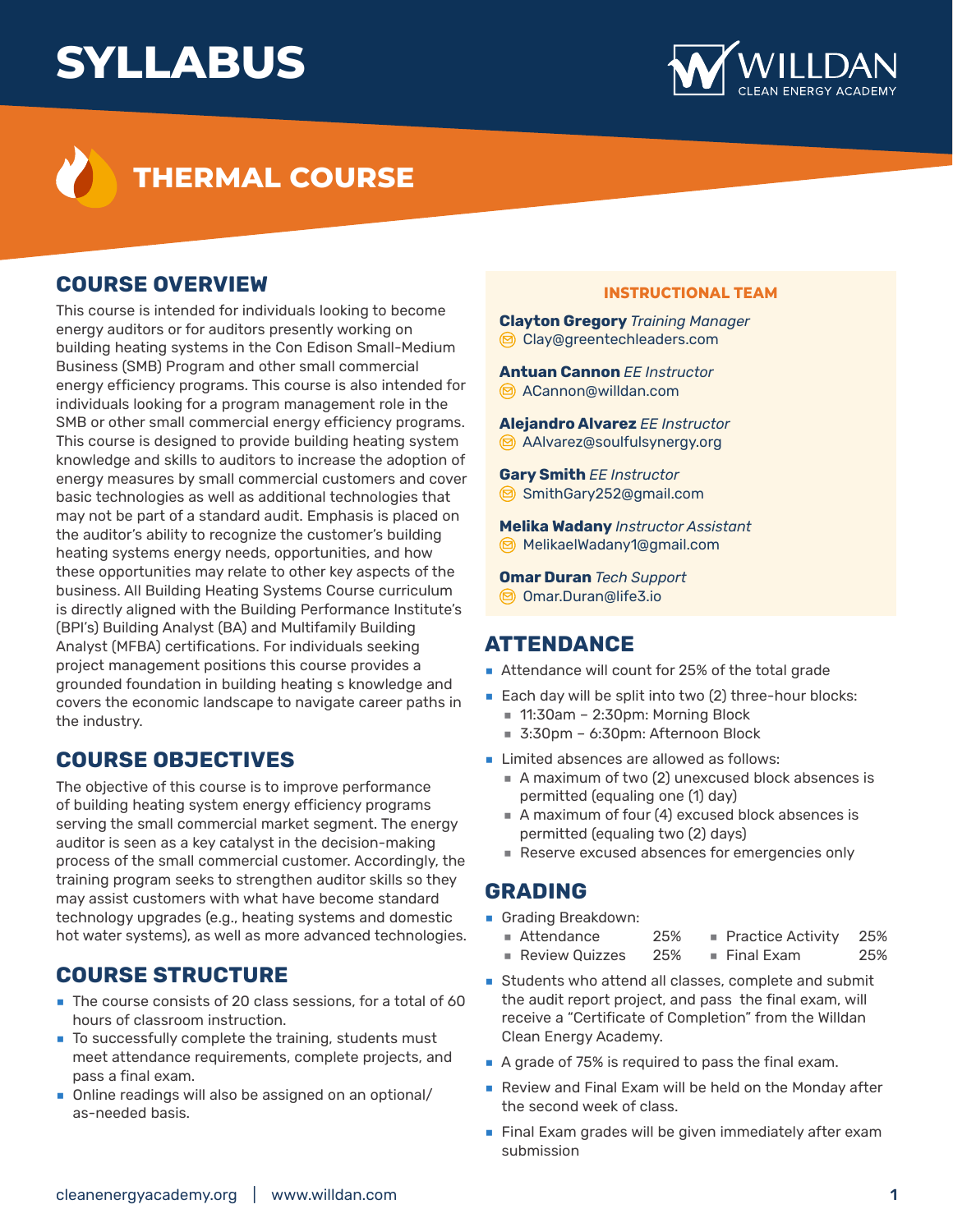# SYLLABUS

WILLDAN CLEAN ENERGY ACADEMY

# THERMAL COURSE

## COURSE OVERVIEW

This course is intended for individuals looking to become energy auditors or for auditors presently working on building heating systems in the Con Edison Small-Medium Business (SMB) Program and other small commercial energy efficiency programs. This course is also intended for individuals looking for a program management role in the SMB or other small commercial energy efficiency programs. This course is designed to provide building heating system knowledge and skills to auditors to increase the adoption of energy measures by small commercial customers and cover basic technologies as well as additional technologies that may not be part of a standard audit. Emphasis is placed on the auditor's ability to recognize the customer's building heating systems energy needs, opportunities, and how these opportunities may relate to other key aspects of the business. All Building Heating Systems Course curriculum is directly aligned with the Building Performance Institute's (BPI's) Building Analyst (BA) and Multifamily Building Analyst (MFBA) certifications. For individuals seeking project management positions this course provides a grounded foundation in building heating s knowledge and covers the economic landscape to navigate career paths in the industry.

## COURSE OBJECTIVES

The objective of this course is to improve performance of building heating system energy efficiency programs serving the small commercial market segment. The energy auditor is seen as a key catalyst in the decision-making process of the small commercial customer. Accordingly, the training program seeks to strengthen auditor skills so they may assist customers with what have become standard technology upgrades (e.g., heating systems and domestic hot water systems), as well as more advanced technologies.

## COURSE STRUCTURE

- The course consists of 20 class sessions, for a total of 60 hours of classroom instruction.
- To successfully complete the training, students must meet attendance requirements, complete projects, and pass a final exam.
- Online readings will also be assigned on an optional/as-needed basis.

### INSTRUCTIONAL TEAM

**Clayton Gregory** *Training Manager*
Clay@greentechleaders.com

**Antuan Cannon** *EE Instructor*
ACannon@willdan.com

**Alejandro Alvarez** *EE Instructor*
AAlvarez@soulfulsynergy.org

**Gary Smith** *EE Instructor*
SmithGary252@gmail.com

**Melika Wadany** *Instructor Assistant*
MelikaelWadany1@gmail.com

**Omar Duran** *Tech Support*
Omar.Duran@life3.io

## ATTENDANCE

- Attendance will count for 25% of the total grade
- Each day will be split into two (2) three-hour blocks:
  - 11:30am – 2:30pm: Morning Block
  - 3:30pm – 6:30pm: Afternoon Block
- Limited absences are allowed as follows:
  - A maximum of two (2) unexcused block absences is permitted (equaling one (1) day)
  - A maximum of four (4) excused block absences is permitted (equaling two (2) days)
  - Reserve excused absences for emergencies only

## GRADING

- Grading Breakdown:

| Component | Weight | Component | Weight |
|---|---|---|---|
| Attendance | 25% | Practice Activity | 25% |
| Review Quizzes | 25% | Final Exam | 25% |

- Students who attend all classes, complete and submit the audit report project, and pass the final exam, will receive a "Certificate of Completion" from the Willdan Clean Energy Academy.
- A grade of 75% is required to pass the final exam.
- Review and Final Exam will be held on the Monday after the second week of class.
- Final Exam grades will be given immediately after exam submission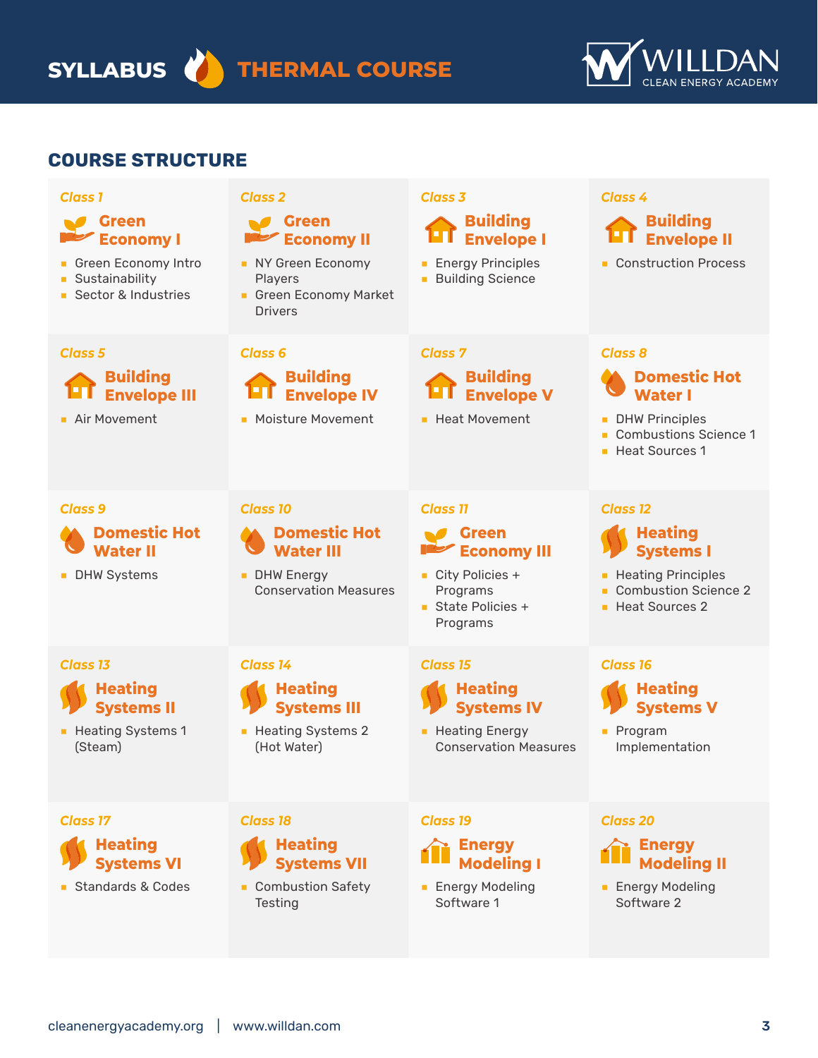# SYLLABUS THERMAL COURSE

WILLDAN
CLEAN ENERGY ACADEMY

## COURSE STRUCTURE

### Class 1
**Green Economy I**
- Green Economy Intro
- Sustainability
- Sector & Industries

### Class 2
**Green Economy II**
- NY Green Economy Players
- Green Economy Market Drivers

### Class 3
**Building Envelope I**
- Energy Principles
- Building Science

### Class 4
**Building Envelope II**
- Construction Process

### Class 5
**Building Envelope III**
- Air Movement

### Class 6
**Building Envelope IV**
- Moisture Movement

### Class 7
**Building Envelope V**
- Heat Movement

### Class 8
**Domestic Hot Water I**
- DHW Principles
- Combustions Science 1
- Heat Sources 1

### Class 9
**Domestic Hot Water II**
- DHW Systems

### Class 10
**Domestic Hot Water III**
- DHW Energy Conservation Measures

### Class 11
**Green Economy III**
- City Policies + Programs
- State Policies + Programs

### Class 12
**Heating Systems I**
- Heating Principles
- Combustion Science 2
- Heat Sources 2

### Class 13
**Heating Systems II**
- Heating Systems 1 (Steam)

### Class 14
**Heating Systems III**
- Heating Systems 2 (Hot Water)

### Class 15
**Heating Systems IV**
- Heating Energy Conservation Measures

### Class 16
**Heating Systems V**
- Program Implementation

### Class 17
**Heating Systems VI**
- Standards & Codes

### Class 18
**Heating Systems VII**
- Combustion Safety Testing

### Class 19
**Energy Modeling I**
- Energy Modeling Software 1

### Class 20
**Energy Modeling II**
- Energy Modeling Software 2

cleanenergyacademy.org | www.willdan.com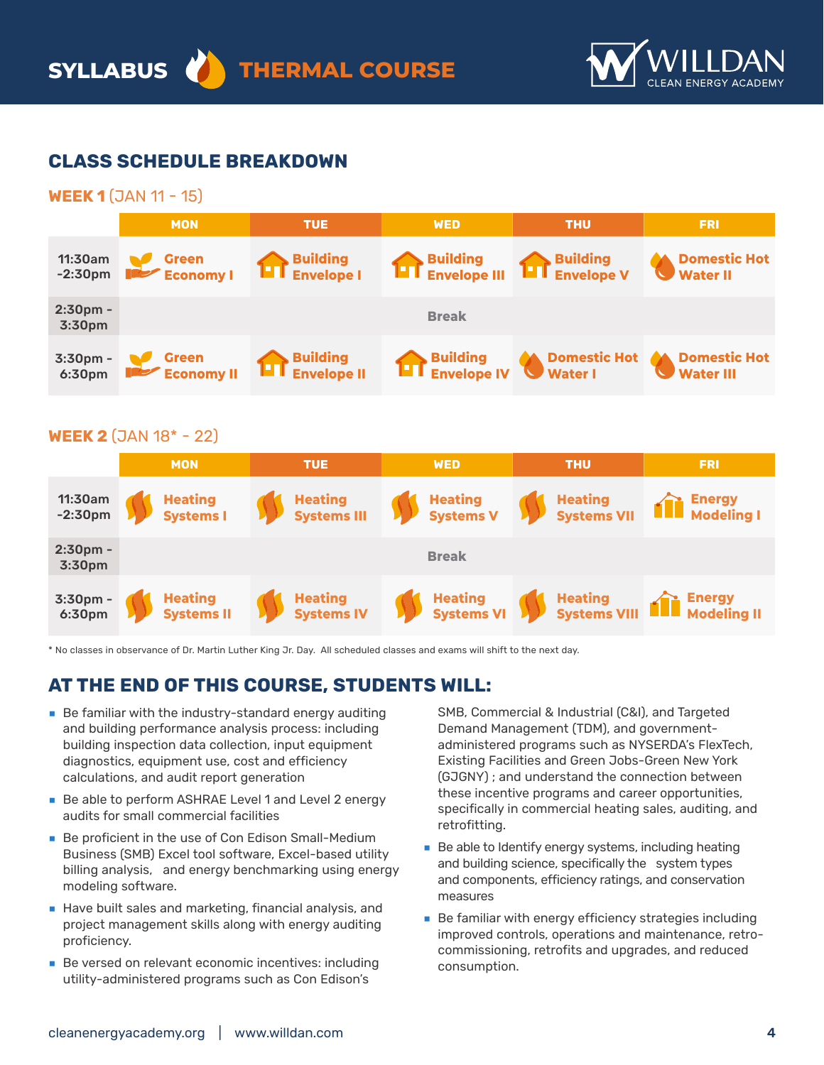# SYLLABUS THERMAL COURSE

## CLASS SCHEDULE BREAKDOWN

### WEEK 1 (JAN 11 - 15)

| | MON | TUE | WED | THU | FRI |
|---|---|---|---|---|---|
| 11:30am -2:30pm | Green Economy I | Building Envelope I | Building Envelope III | Building Envelope V | Domestic Hot Water II |
| 2:30pm - 3:30pm | | | Break | | |
| 3:30pm - 6:30pm | Green Economy II | Building Envelope II | Building Envelope IV | Domestic Hot Water I | Domestic Hot Water III |

### WEEK 2 (JAN 18* - 22)

| | MON | TUE | WED | THU | FRI |
|---|---|---|---|---|---|
| 11:30am -2:30pm | Heating Systems I | Heating Systems III | Heating Systems V | Heating Systems VII | Energy Modeling I |
| 2:30pm - 3:30pm | | | Break | | |
| 3:30pm - 6:30pm | Heating Systems II | Heating Systems IV | Heating Systems VI | Heating Systems VIII | Energy Modeling II |

* No classes in observance of Dr. Martin Luther King Jr. Day. All scheduled classes and exams will shift to the next day.

## AT THE END OF THIS COURSE, STUDENTS WILL:

- Be familiar with the industry-standard energy auditing and building performance analysis process: including building inspection data collection, input equipment diagnostics, equipment use, cost and efficiency calculations, and audit report generation
- Be able to perform ASHRAE Level 1 and Level 2 energy audits for small commercial facilities
- Be proficient in the use of Con Edison Small-Medium Business (SMB) Excel tool software, Excel-based utility billing analysis, and energy benchmarking using energy modeling software.
- Have built sales and marketing, financial analysis, and project management skills along with energy auditing proficiency.
- Be versed on relevant economic incentives: including utility-administered programs such as Con Edison's SMB, Commercial & Industrial (C&I), and Targeted Demand Management (TDM), and government-administered programs such as NYSERDA's FlexTech, Existing Facilities and Green Jobs-Green New York (GJGNY) ; and understand the connection between these incentive programs and career opportunities, specifically in commercial heating sales, auditing, and retrofitting.
- Be able to Identify energy systems, including heating and building science, specifically the system types and components, efficiency ratings, and conservation measures
- Be familiar with energy efficiency strategies including improved controls, operations and maintenance, retro-commissioning, retrofits and upgrades, and reduced consumption.